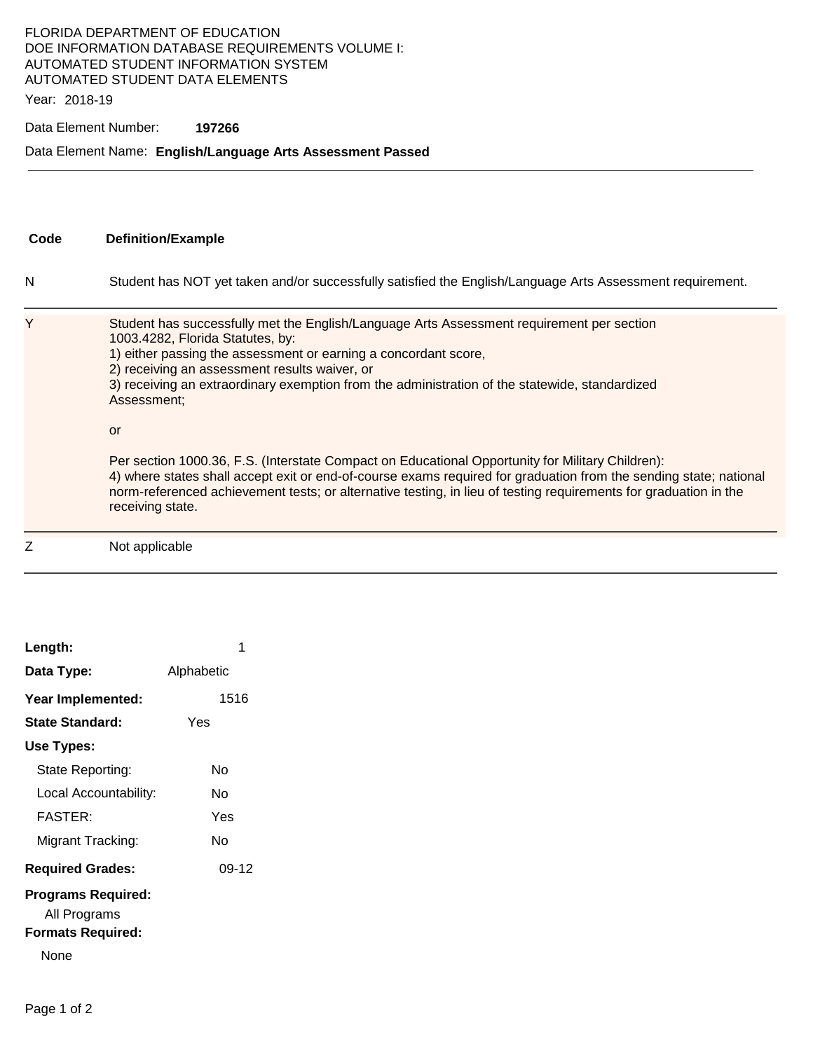FLORIDA DEPARTMENT OF EDUCATION
DOE INFORMATION DATABASE REQUIREMENTS VOLUME I:
AUTOMATED STUDENT INFORMATION SYSTEM
AUTOMATED STUDENT DATA ELEMENTS

Year: 2018-19

Data Element Number: **197266**

Data Element Name: **English/Language Arts Assessment Passed**

| Code | Definition/Example |
|---|---|
| N | Student has NOT yet taken and/or successfully satisfied the English/Language Arts Assessment requirement. |
| Y | Student has successfully met the English/Language Arts Assessment requirement per section 1003.4282, Florida Statutes, by:<br>1) either passing the assessment or earning a concordant score,<br>2) receiving an assessment results waiver, or<br>3) receiving an extraordinary exemption from the administration of the statewide, standardized Assessment;<br><br>or<br><br>Per section 1000.36, F.S. (Interstate Compact on Educational Opportunity for Military Children):<br>4) where states shall accept exit or end-of-course exams required for graduation from the sending state; national norm-referenced achievement tests; or alternative testing, in lieu of testing requirements for graduation in the receiving state. |
| Z | Not applicable |

**Length:** 1

**Data Type:** Alphabetic

**Year Implemented:** 1516

**State Standard:** Yes

**Use Types:**

- State Reporting: No
- Local Accountability: No
- FASTER: Yes
- Migrant Tracking: No

**Required Grades:** 09-12

**Programs Required:**

All Programs

**Formats Required:**

None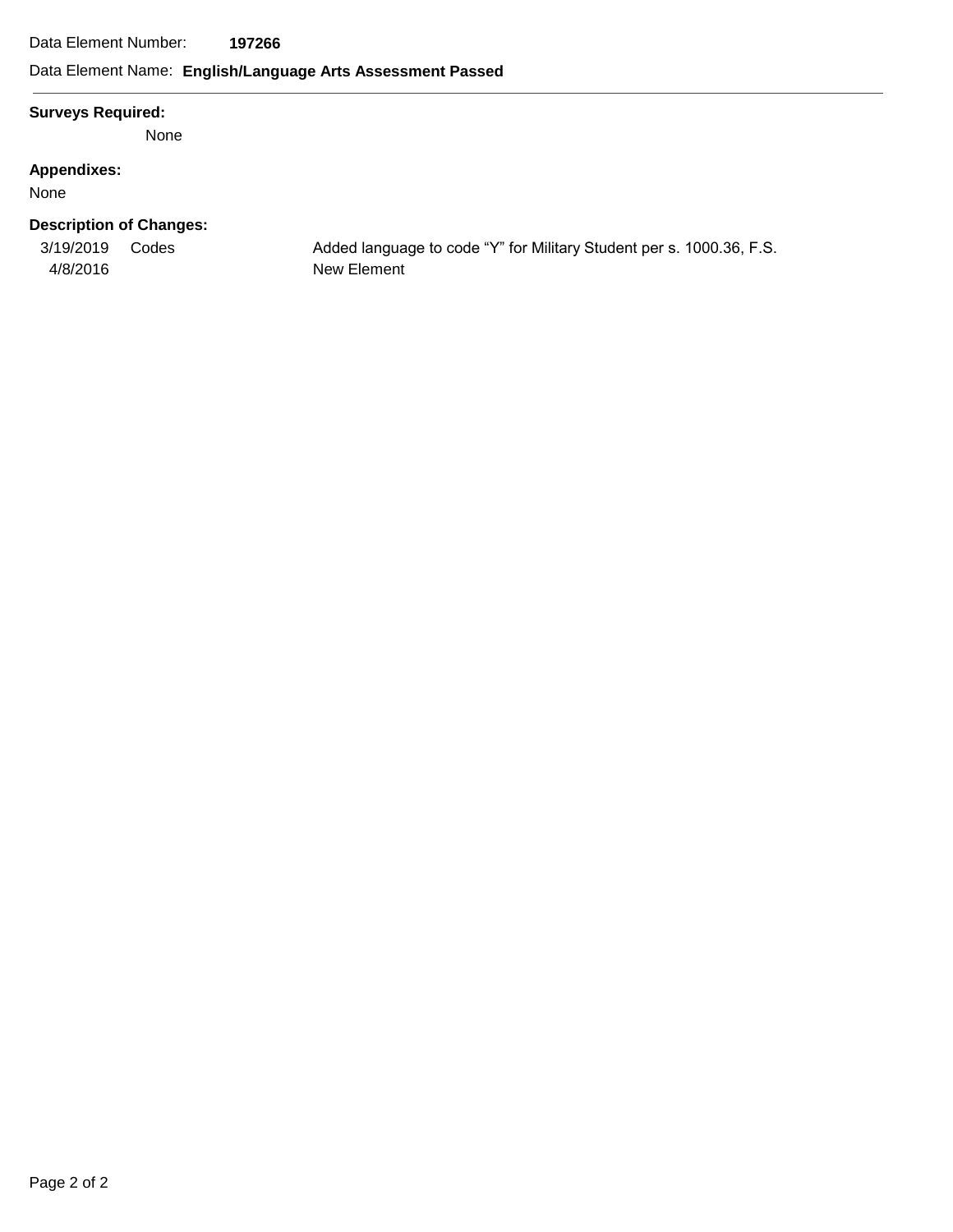Data Element Number: **197266**

Data Element Name: **English/Language Arts Assessment Passed**

---

**Surveys Required:**

None

**Appendixes:**

None

**Description of Changes:**

| | | |
|---|---|---|
| 3/19/2019 | Codes | Added language to code "Y" for Military Student per s. 1000.36, F.S. |
| 4/8/2016 | | New Element |